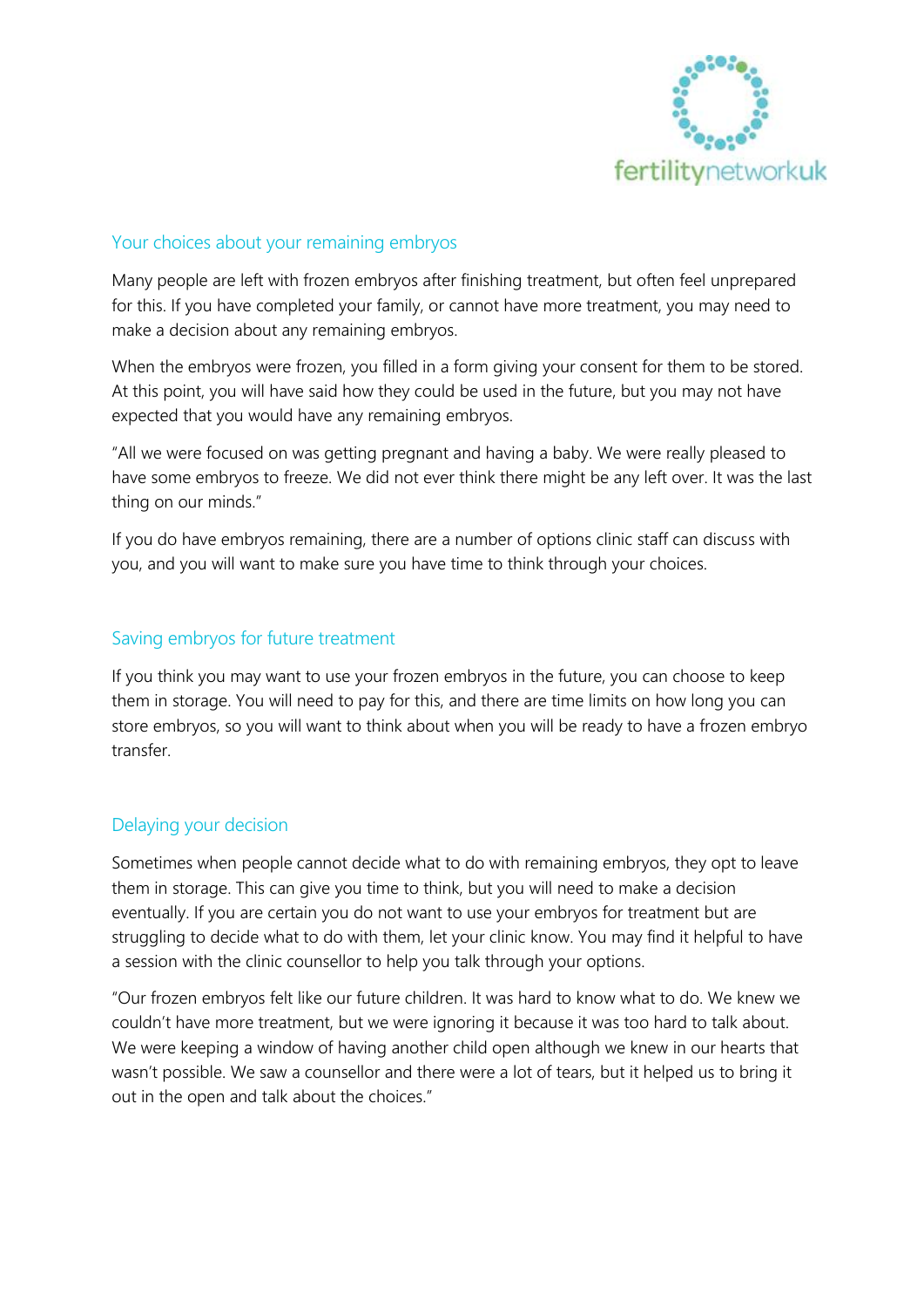## Your choices about your remaining embryos

Many people are left with frozen embryos after finishing treatment, but often feel unprepared for this. If you have completed your family, or cannot have more treatment, you may need to make a decision about any remaining embryos.

When the embryos were frozen, you filled in a form giving your consent for them to be stored. At this point, you will have said how they could be used in the future, but you may not have expected that you would have any remaining embryos.

"All we were focused on was getting pregnant and having a baby. We were really pleased to have some embryos to freeze. We did not ever think there might be any left over. It was the last thing on our minds."

If you do have embryos remaining, there are a number of options clinic staff can discuss with you, and you will want to make sure you have time to think through your choices.

## Saving embryos for future treatment

If you think you may want to use your frozen embryos in the future, you can choose to keep them in storage. You will need to pay for this, and there are time limits on how long you can store embryos, so you will want to think about when you will be ready to have a frozen embryo transfer.

## Delaying your decision

Sometimes when people cannot decide what to do with remaining embryos, they opt to leave them in storage. This can give you time to think, but you will need to make a decision eventually. If you are certain you do not want to use your embryos for treatment but are struggling to decide what to do with them, let your clinic know. You may find it helpful to have a session with the clinic counsellor to help you talk through your options.

"Our frozen embryos felt like our future children. It was hard to know what to do. We knew we couldn't have more treatment, but we were ignoring it because it was too hard to talk about. We were keeping a window of having another child open although we knew in our hearts that wasn't possible. We saw a counsellor and there were a lot of tears, but it helped us to bring it out in the open and talk about the choices."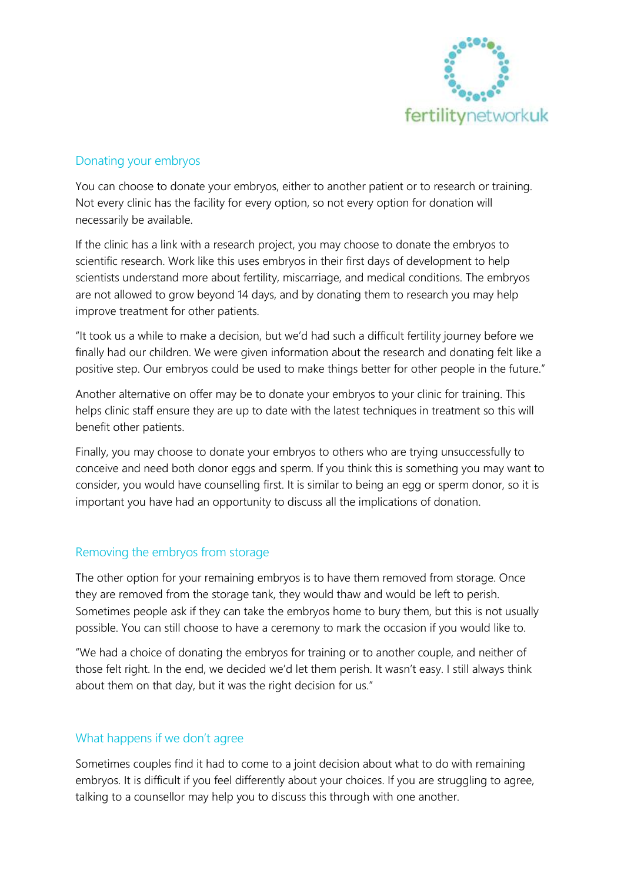## Donating your embryos

You can choose to donate your embryos, either to another patient or to research or training. Not every clinic has the facility for every option, so not every option for donation will necessarily be available.

If the clinic has a link with a research project, you may choose to donate the embryos to scientific research. Work like this uses embryos in their first days of development to help scientists understand more about fertility, miscarriage, and medical conditions. The embryos are not allowed to grow beyond 14 days, and by donating them to research you may help improve treatment for other patients.

"It took us a while to make a decision, but we'd had such a difficult fertility journey before we finally had our children. We were given information about the research and donating felt like a positive step. Our embryos could be used to make things better for other people in the future."

Another alternative on offer may be to donate your embryos to your clinic for training. This helps clinic staff ensure they are up to date with the latest techniques in treatment so this will benefit other patients.

Finally, you may choose to donate your embryos to others who are trying unsuccessfully to conceive and need both donor eggs and sperm. If you think this is something you may want to consider, you would have counselling first. It is similar to being an egg or sperm donor, so it is important you have had an opportunity to discuss all the implications of donation.

## Removing the embryos from storage

The other option for your remaining embryos is to have them removed from storage. Once they are removed from the storage tank, they would thaw and would be left to perish. Sometimes people ask if they can take the embryos home to bury them, but this is not usually possible. You can still choose to have a ceremony to mark the occasion if you would like to.

"We had a choice of donating the embryos for training or to another couple, and neither of those felt right. In the end, we decided we'd let them perish. It wasn't easy. I still always think about them on that day, but it was the right decision for us."

## What happens if we don't agree

Sometimes couples find it had to come to a joint decision about what to do with remaining embryos. It is difficult if you feel differently about your choices. If you are struggling to agree, talking to a counsellor may help you to discuss this through with one another.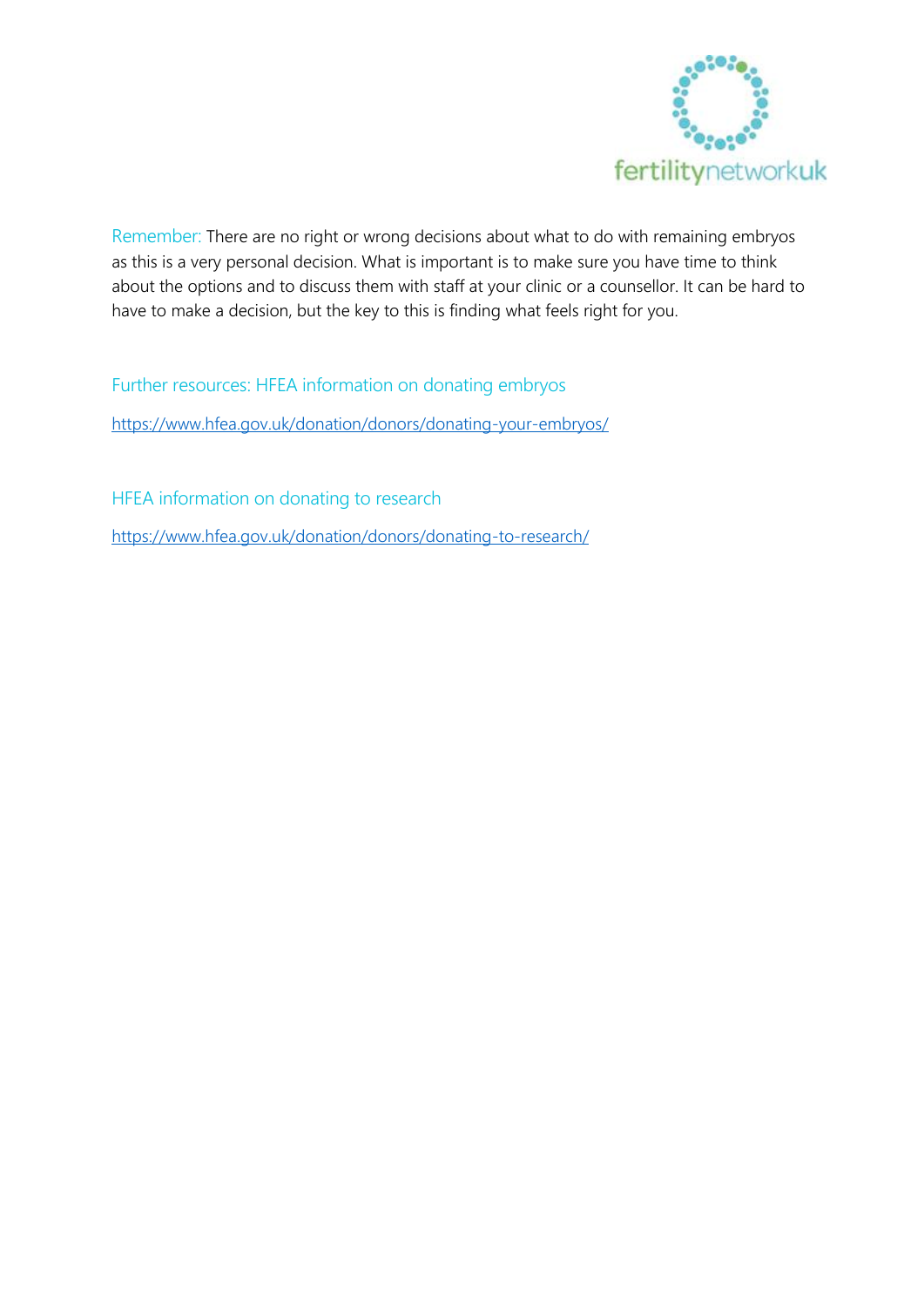Remember: There are no right or wrong decisions about what to do with remaining embryos as this is a very personal decision. What is important is to make sure you have time to think about the options and to discuss them with staff at your clinic or a counsellor. It can be hard to have to make a decision, but the key to this is finding what feels right for you.

Further resources: HFEA information on donating embryos

https://www.hfea.gov.uk/donation/donors/donating-your-embryos/

HFEA information on donating to research

https://www.hfea.gov.uk/donation/donors/donating-to-research/